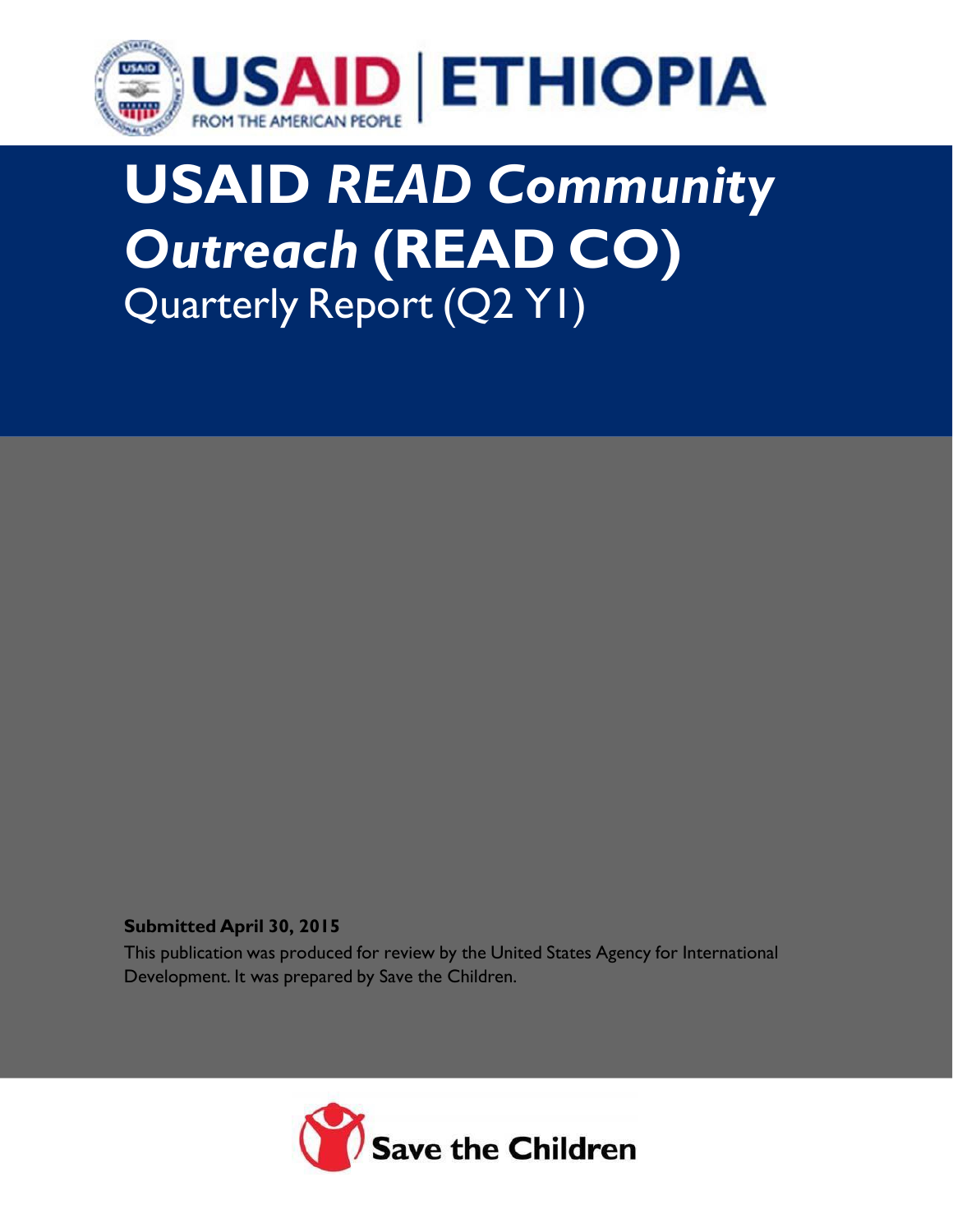USAID | ETHIOPIA

FROM THE AMERICAN PEOPLE

# USAID *READ Community Outreach* (READ CO)

## Quarterly Report (Q2 Y1)

**Submitted April 30, 2015**

This publication was produced for review by the United States Agency for International Development. It was prepared by Save the Children.

Save the Children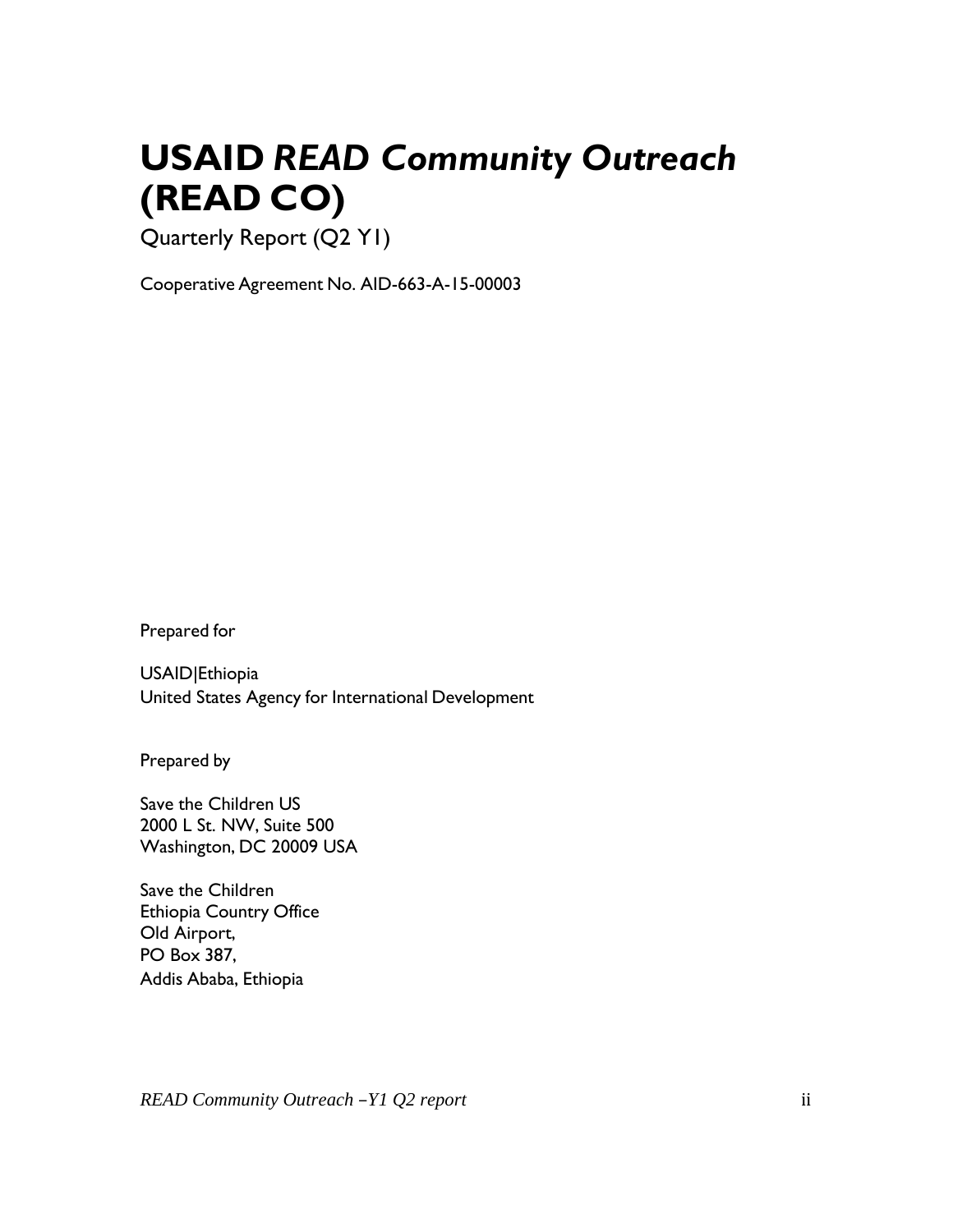# USAID *READ Community Outreach* (READ CO)

Quarterly Report (Q2 Y1)

Cooperative Agreement No. AID-663-A-15-00003

Prepared for

USAID|Ethiopia
United States Agency for International Development

Prepared by

Save the Children US
2000 L St. NW, Suite 500
Washington, DC 20009 USA

Save the Children
Ethiopia Country Office
Old Airport,
PO Box 387,
Addis Ababa, Ethiopia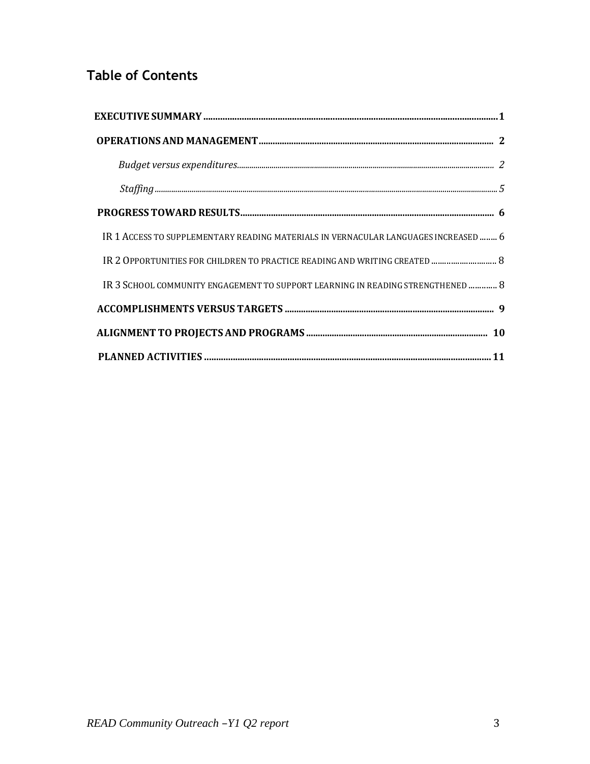## Table of Contents

**EXECUTIVE SUMMARY** .......... **1**

**OPERATIONS AND MANAGEMENT** .......... **2**

*Budget versus expenditures* .......... *2*

*Staffing* .......... *5*

**PROGRESS TOWARD RESULTS** .......... **6**

IR 1 ACCESS TO SUPPLEMENTARY READING MATERIALS IN VERNACULAR LANGUAGES INCREASED .......... 6

IR 2 OPPORTUNITIES FOR CHILDREN TO PRACTICE READING AND WRITING CREATED .......... 8

IR 3 SCHOOL COMMUNITY ENGAGEMENT TO SUPPORT LEARNING IN READING STRENGTHENED .......... 8

**ACCOMPLISHMENTS VERSUS TARGETS** .......... **9**

**ALIGNMENT TO PROJECTS AND PROGRAMS** .......... **10**

**PLANNED ACTIVITIES** .......... **11**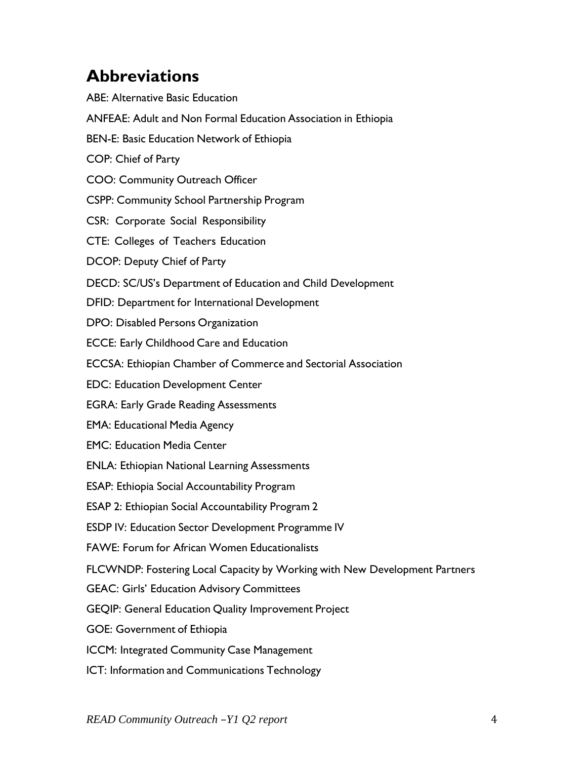## Abbreviations

ABE: Alternative Basic Education

ANFEAE: Adult and Non Formal Education Association in Ethiopia

BEN-E: Basic Education Network of Ethiopia

COP: Chief of Party

COO: Community Outreach Officer

CSPP: Community School Partnership Program

CSR: Corporate Social Responsibility

CTE: Colleges of Teachers Education

DCOP: Deputy Chief of Party

DECD: SC/US's Department of Education and Child Development

DFID: Department for International Development

DPO: Disabled Persons Organization

ECCE: Early Childhood Care and Education

ECCSA: Ethiopian Chamber of Commerce and Sectorial Association

EDC: Education Development Center

EGRA: Early Grade Reading Assessments

EMA: Educational Media Agency

EMC: Education Media Center

ENLA: Ethiopian National Learning Assessments

ESAP: Ethiopia Social Accountability Program

ESAP 2: Ethiopian Social Accountability Program 2

ESDP IV: Education Sector Development Programme IV

FAWE: Forum for African Women Educationalists

FLCWNDP: Fostering Local Capacity by Working with New Development Partners

GEAC: Girls' Education Advisory Committees

GEQIP: General Education Quality Improvement Project

GOE: Government of Ethiopia

ICCM: Integrated Community Case Management

ICT: Information and Communications Technology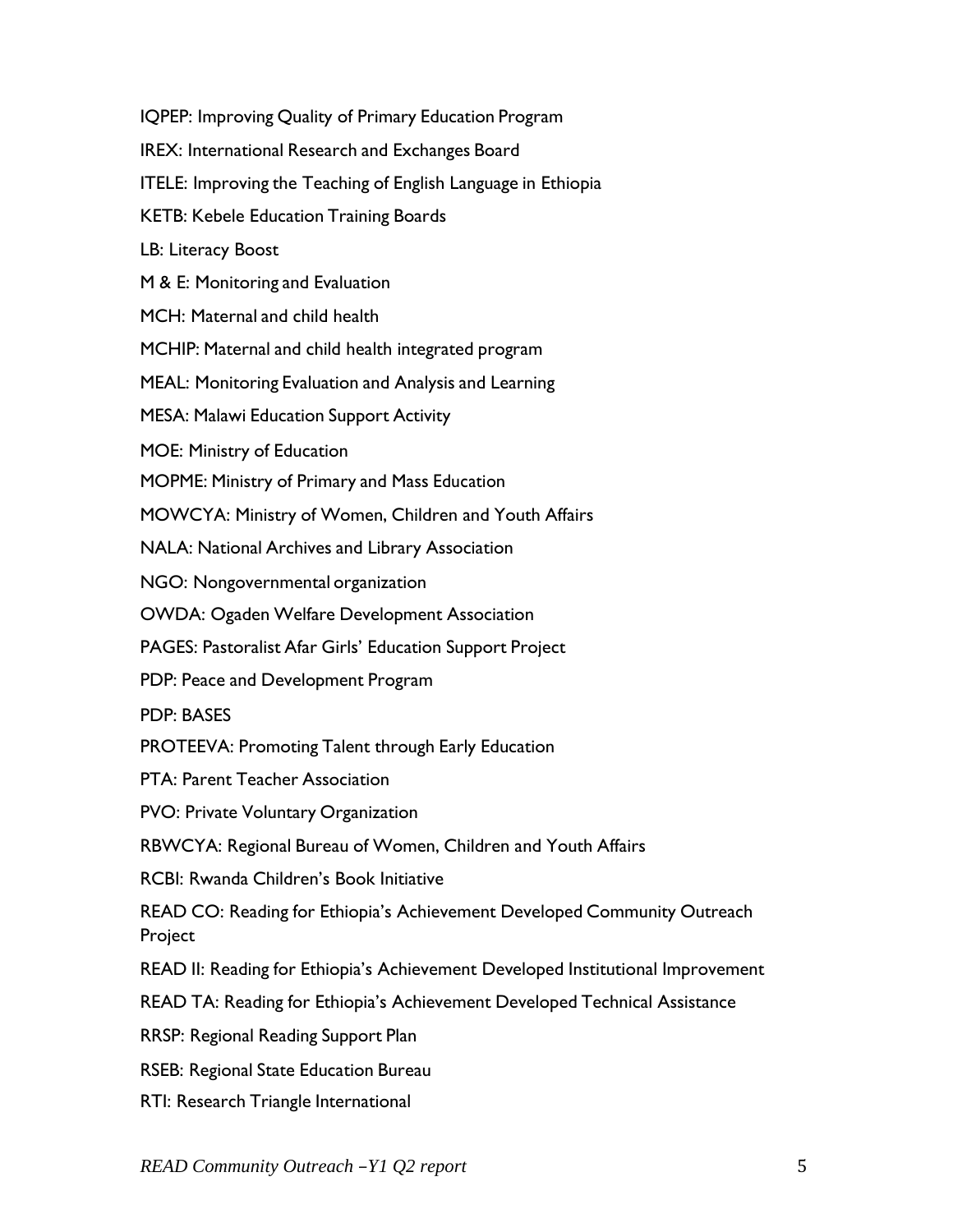IQPEP: Improving Quality of Primary Education Program

IREX: International Research and Exchanges Board

ITELE: Improving the Teaching of English Language in Ethiopia

KETB: Kebele Education Training Boards

LB: Literacy Boost

M & E: Monitoring and Evaluation

MCH: Maternal and child health

MCHIP: Maternal and child health integrated program

MEAL: Monitoring Evaluation and Analysis and Learning

MESA: Malawi Education Support Activity

MOE: Ministry of Education

MOPME: Ministry of Primary and Mass Education

MOWCYA: Ministry of Women, Children and Youth Affairs

NALA: National Archives and Library Association

NGO: Nongovernmental organization

OWDA: Ogaden Welfare Development Association

PAGES: Pastoralist Afar Girls' Education Support Project

PDP: Peace and Development Program

PDP: BASES

PROTEEVA: Promoting Talent through Early Education

PTA: Parent Teacher Association

PVO: Private Voluntary Organization

RBWCYA: Regional Bureau of Women, Children and Youth Affairs

RCBI: Rwanda Children's Book Initiative

READ CO: Reading for Ethiopia's Achievement Developed Community Outreach Project

READ II: Reading for Ethiopia's Achievement Developed Institutional Improvement

READ TA: Reading for Ethiopia's Achievement Developed Technical Assistance

RRSP: Regional Reading Support Plan

RSEB: Regional State Education Bureau

RTI: Research Triangle International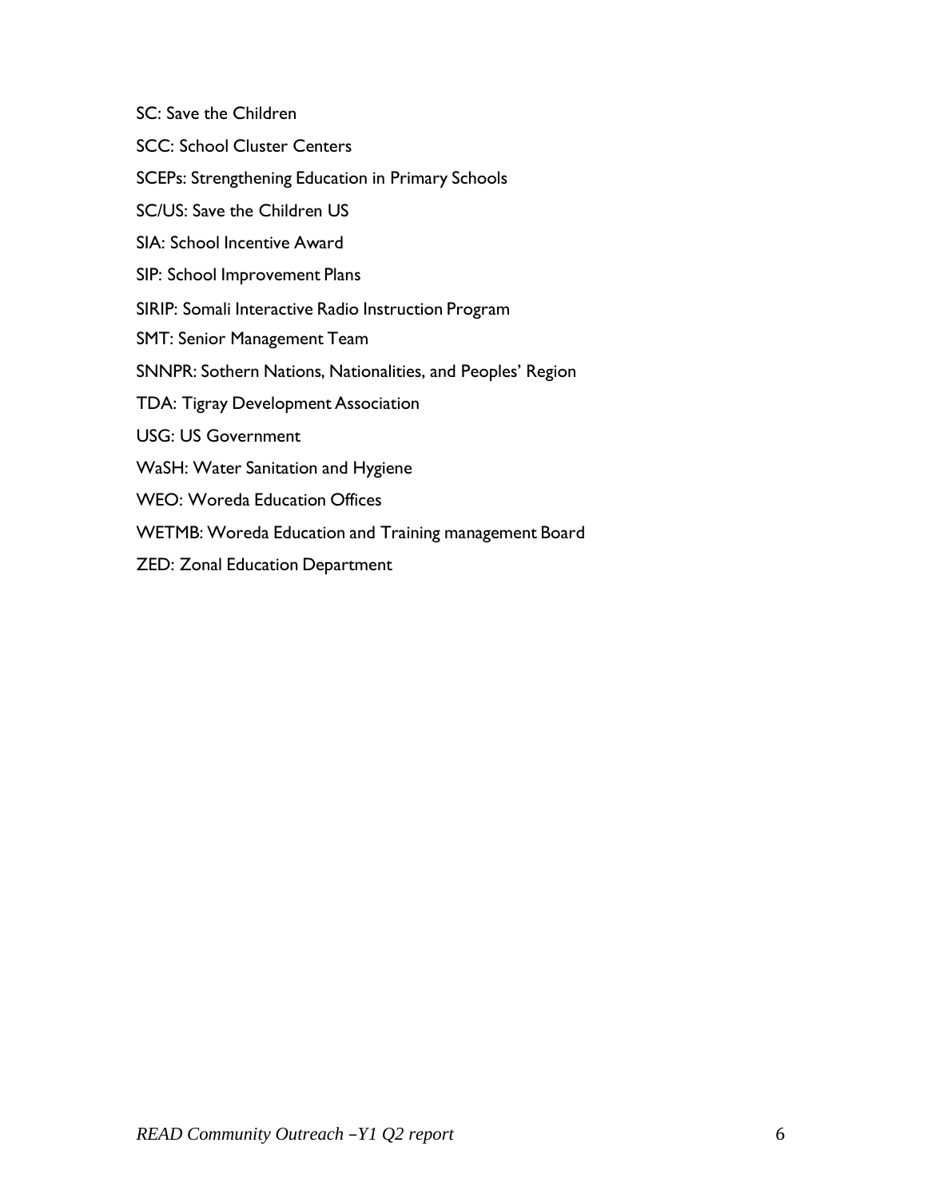SC: Save the Children

SCC: School Cluster Centers

SCEPs: Strengthening Education in Primary Schools

SC/US: Save the Children US

SIA: School Incentive Award

SIP: School Improvement Plans

SIRIP: Somali Interactive Radio Instruction Program

SMT: Senior Management Team

SNNPR: Sothern Nations, Nationalities, and Peoples' Region

TDA: Tigray Development Association

USG: US Government

WaSH: Water Sanitation and Hygiene

WEO: Woreda Education Offices

WETMB: Woreda Education and Training management Board

ZED: Zonal Education Department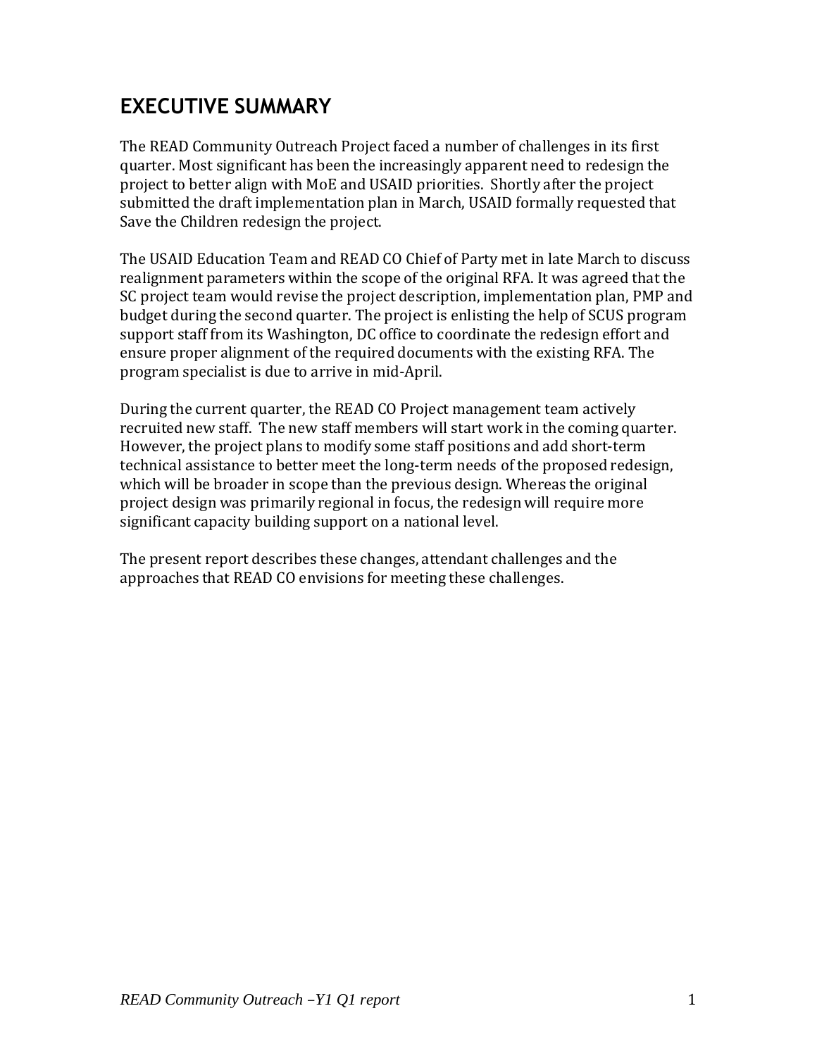# EXECUTIVE SUMMARY

The READ Community Outreach Project faced a number of challenges in its first quarter. Most significant has been the increasingly apparent need to redesign the project to better align with MoE and USAID priorities. Shortly after the project submitted the draft implementation plan in March, USAID formally requested that Save the Children redesign the project.

The USAID Education Team and READ CO Chief of Party met in late March to discuss realignment parameters within the scope of the original RFA. It was agreed that the SC project team would revise the project description, implementation plan, PMP and budget during the second quarter. The project is enlisting the help of SCUS program support staff from its Washington, DC office to coordinate the redesign effort and ensure proper alignment of the required documents with the existing RFA. The program specialist is due to arrive in mid-April.

During the current quarter, the READ CO Project management team actively recruited new staff. The new staff members will start work in the coming quarter. However, the project plans to modify some staff positions and add short-term technical assistance to better meet the long-term needs of the proposed redesign, which will be broader in scope than the previous design. Whereas the original project design was primarily regional in focus, the redesign will require more significant capacity building support on a national level.

The present report describes these changes, attendant challenges and the approaches that READ CO envisions for meeting these challenges.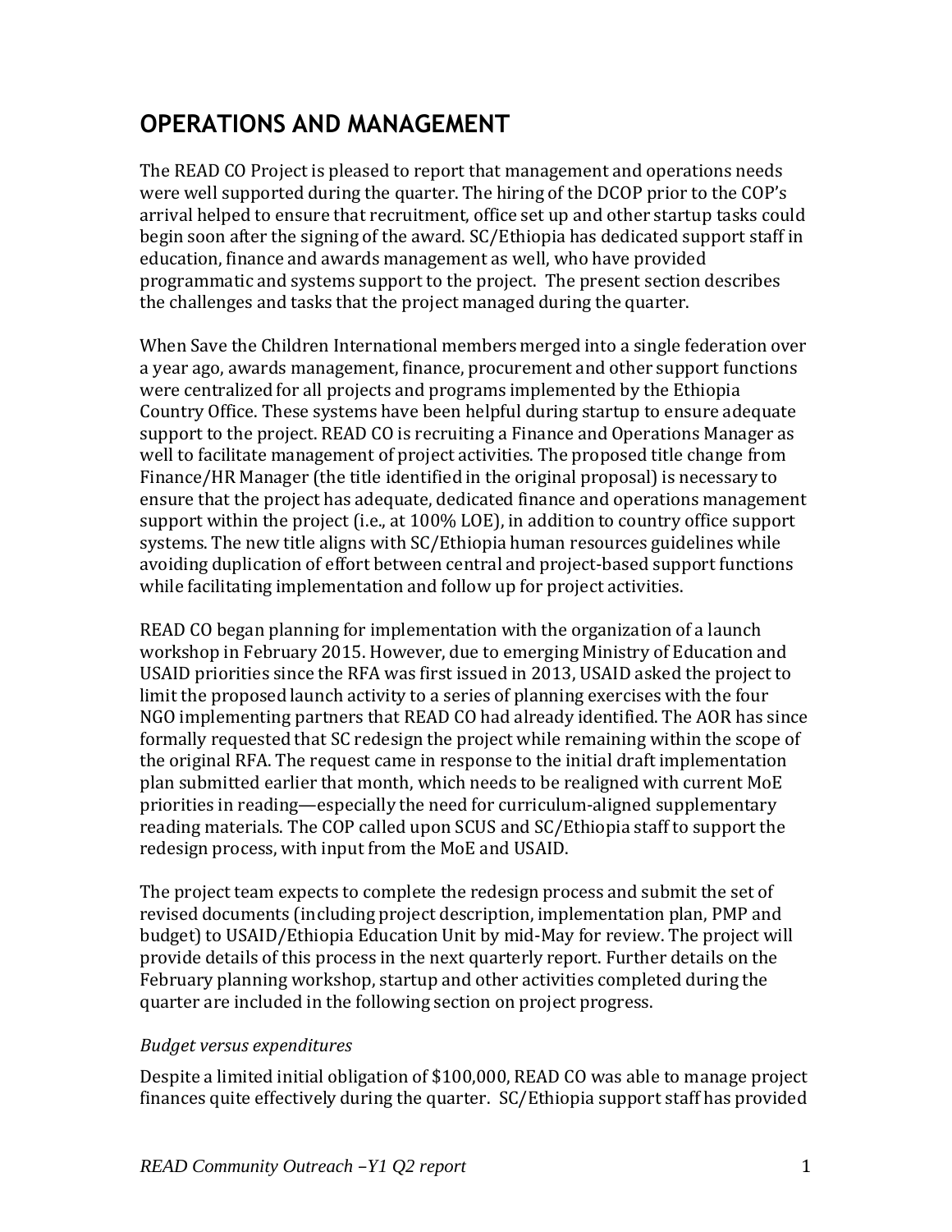# OPERATIONS AND MANAGEMENT

The READ CO Project is pleased to report that management and operations needs were well supported during the quarter. The hiring of the DCOP prior to the COP's arrival helped to ensure that recruitment, office set up and other startup tasks could begin soon after the signing of the award. SC/Ethiopia has dedicated support staff in education, finance and awards management as well, who have provided programmatic and systems support to the project. The present section describes the challenges and tasks that the project managed during the quarter.

When Save the Children International members merged into a single federation over a year ago, awards management, finance, procurement and other support functions were centralized for all projects and programs implemented by the Ethiopia Country Office. These systems have been helpful during startup to ensure adequate support to the project. READ CO is recruiting a Finance and Operations Manager as well to facilitate management of project activities. The proposed title change from Finance/HR Manager (the title identified in the original proposal) is necessary to ensure that the project has adequate, dedicated finance and operations management support within the project (i.e., at 100% LOE), in addition to country office support systems. The new title aligns with SC/Ethiopia human resources guidelines while avoiding duplication of effort between central and project-based support functions while facilitating implementation and follow up for project activities.

READ CO began planning for implementation with the organization of a launch workshop in February 2015. However, due to emerging Ministry of Education and USAID priorities since the RFA was first issued in 2013, USAID asked the project to limit the proposed launch activity to a series of planning exercises with the four NGO implementing partners that READ CO had already identified. The AOR has since formally requested that SC redesign the project while remaining within the scope of the original RFA. The request came in response to the initial draft implementation plan submitted earlier that month, which needs to be realigned with current MoE priorities in reading—especially the need for curriculum-aligned supplementary reading materials. The COP called upon SCUS and SC/Ethiopia staff to support the redesign process, with input from the MoE and USAID.

The project team expects to complete the redesign process and submit the set of revised documents (including project description, implementation plan, PMP and budget) to USAID/Ethiopia Education Unit by mid-May for review. The project will provide details of this process in the next quarterly report. Further details on the February planning workshop, startup and other activities completed during the quarter are included in the following section on project progress.

*Budget versus expenditures*

Despite a limited initial obligation of $100,000, READ CO was able to manage project finances quite effectively during the quarter. SC/Ethiopia support staff has provided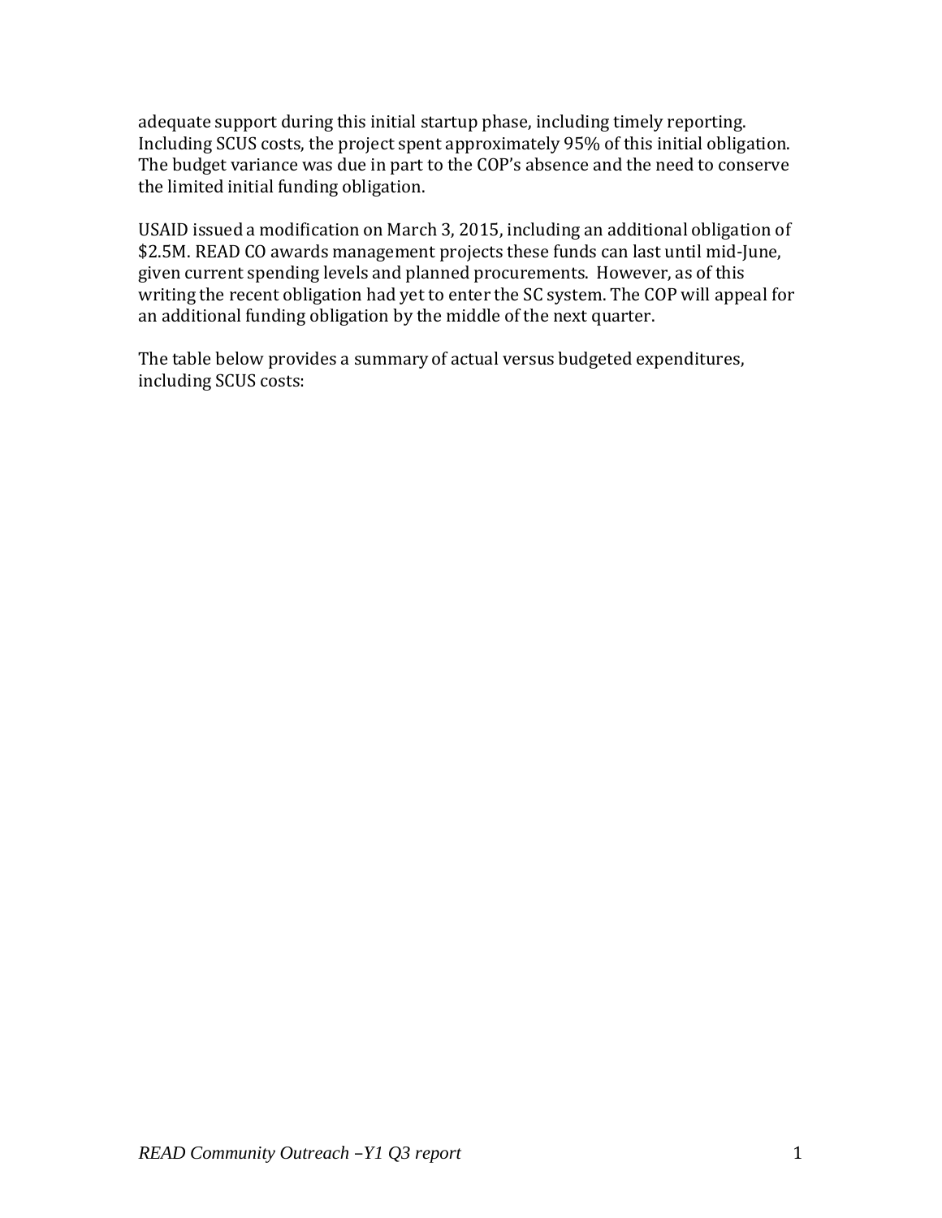adequate support during this initial startup phase, including timely reporting. Including SCUS costs, the project spent approximately 95% of this initial obligation. The budget variance was due in part to the COP's absence and the need to conserve the limited initial funding obligation.

USAID issued a modification on March 3, 2015, including an additional obligation of $2.5M. READ CO awards management projects these funds can last until mid-June, given current spending levels and planned procurements. However, as of this writing the recent obligation had yet to enter the SC system. The COP will appeal for an additional funding obligation by the middle of the next quarter.

The table below provides a summary of actual versus budgeted expenditures, including SCUS costs: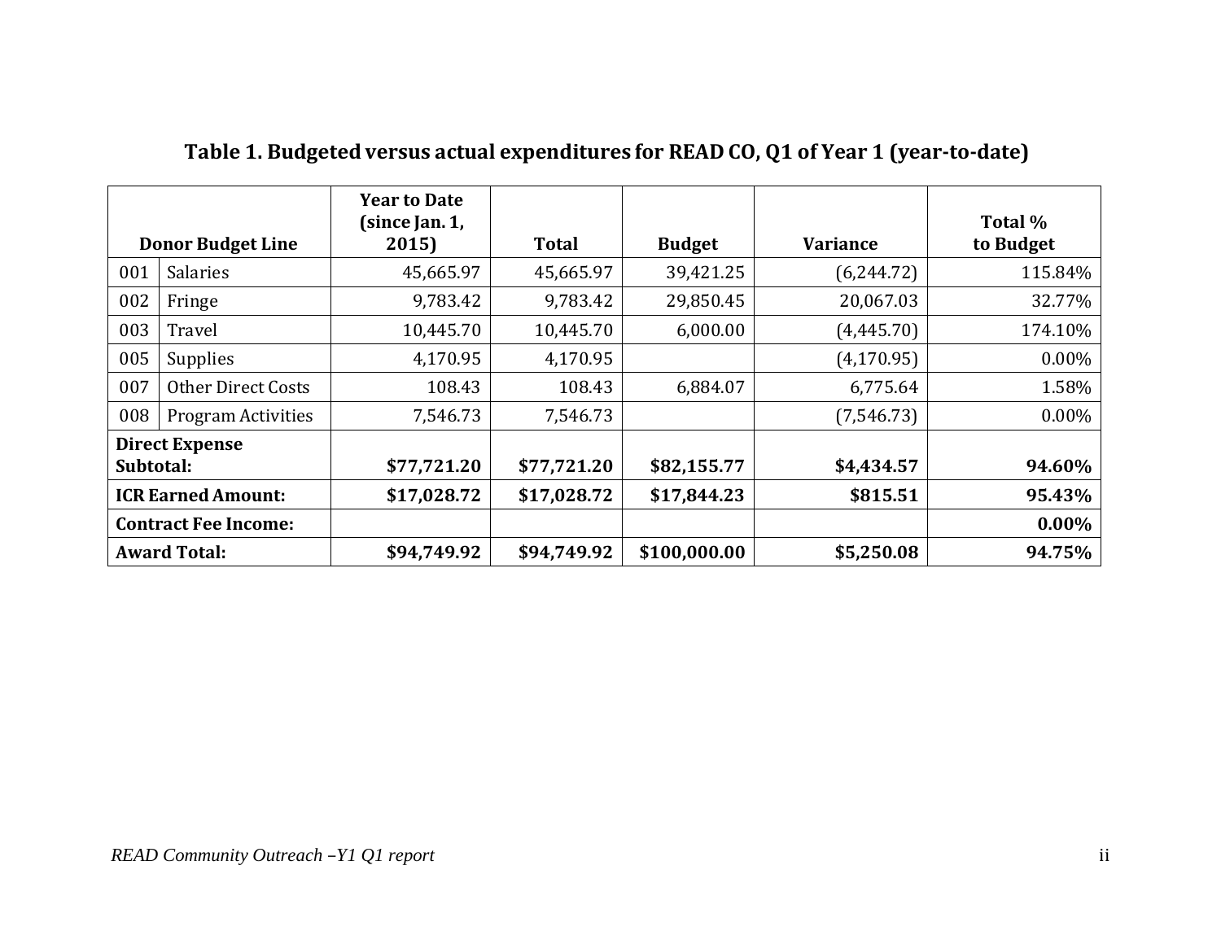**Table 1. Budgeted versus actual expenditures for READ CO, Q1 of Year 1 (year-to-date)**

| Donor Budget Line | | Year to Date (since Jan. 1, 2015) | Total | Budget | Variance | Total % to Budget |
|---|---|---|---|---|---|---|
| 001 | Salaries | 45,665.97 | 45,665.97 | 39,421.25 | (6,244.72) | 115.84% |
| 002 | Fringe | 9,783.42 | 9,783.42 | 29,850.45 | 20,067.03 | 32.77% |
| 003 | Travel | 10,445.70 | 10,445.70 | 6,000.00 | (4,445.70) | 174.10% |
| 005 | Supplies | 4,170.95 | 4,170.95 | | (4,170.95) | 0.00% |
| 007 | Other Direct Costs | 108.43 | 108.43 | 6,884.07 | 6,775.64 | 1.58% |
| 008 | Program Activities | 7,546.73 | 7,546.73 | | (7,546.73) | 0.00% |
| **Direct Expense Subtotal:** | | **$77,721.20** | **$77,721.20** | **$82,155.77** | **$4,434.57** | **94.60%** |
| **ICR Earned Amount:** | | **$17,028.72** | **$17,028.72** | **$17,844.23** | **$815.51** | **95.43%** |
| **Contract Fee Income:** | | | | | | **0.00%** |
| **Award Total:** | | **$94,749.92** | **$94,749.92** | **$100,000.00** | **$5,250.08** | **94.75%** |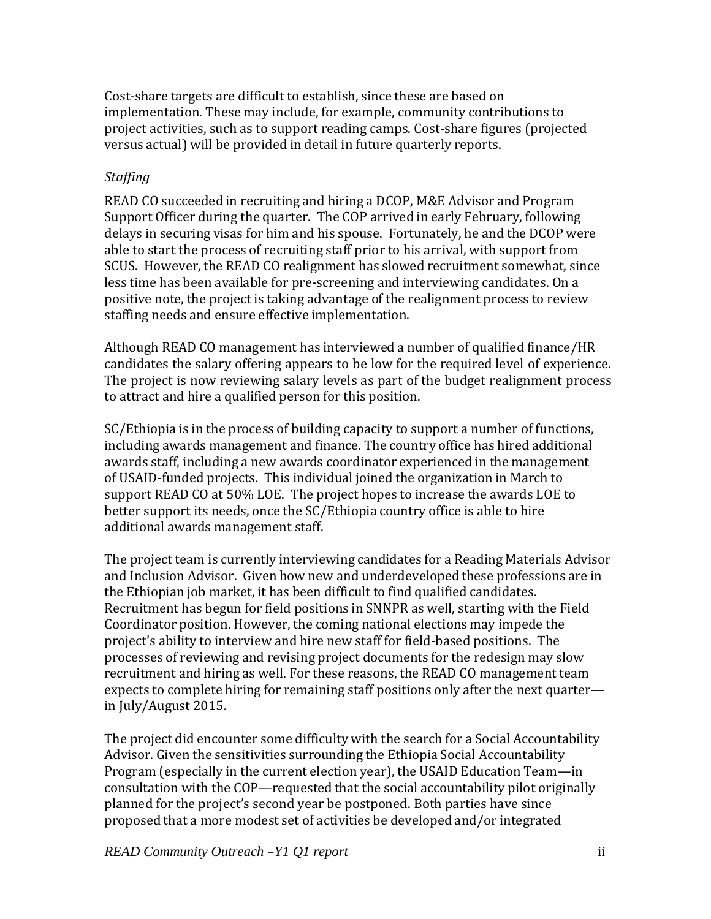Cost-share targets are difficult to establish, since these are based on implementation. These may include, for example, community contributions to project activities, such as to support reading camps. Cost-share figures (projected versus actual) will be provided in detail in future quarterly reports.

*Staffing*

READ CO succeeded in recruiting and hiring a DCOP, M&E Advisor and Program Support Officer during the quarter. The COP arrived in early February, following delays in securing visas for him and his spouse. Fortunately, he and the DCOP were able to start the process of recruiting staff prior to his arrival, with support from SCUS. However, the READ CO realignment has slowed recruitment somewhat, since less time has been available for pre-screening and interviewing candidates. On a positive note, the project is taking advantage of the realignment process to review staffing needs and ensure effective implementation.

Although READ CO management has interviewed a number of qualified finance/HR candidates the salary offering appears to be low for the required level of experience. The project is now reviewing salary levels as part of the budget realignment process to attract and hire a qualified person for this position.

SC/Ethiopia is in the process of building capacity to support a number of functions, including awards management and finance. The country office has hired additional awards staff, including a new awards coordinator experienced in the management of USAID-funded projects. This individual joined the organization in March to support READ CO at 50% LOE. The project hopes to increase the awards LOE to better support its needs, once the SC/Ethiopia country office is able to hire additional awards management staff.

The project team is currently interviewing candidates for a Reading Materials Advisor and Inclusion Advisor. Given how new and underdeveloped these professions are in the Ethiopian job market, it has been difficult to find qualified candidates. Recruitment has begun for field positions in SNNPR as well, starting with the Field Coordinator position. However, the coming national elections may impede the project's ability to interview and hire new staff for field-based positions. The processes of reviewing and revising project documents for the redesign may slow recruitment and hiring as well. For these reasons, the READ CO management team expects to complete hiring for remaining staff positions only after the next quarter—in July/August 2015.

The project did encounter some difficulty with the search for a Social Accountability Advisor. Given the sensitivities surrounding the Ethiopia Social Accountability Program (especially in the current election year), the USAID Education Team—in consultation with the COP—requested that the social accountability pilot originally planned for the project's second year be postponed. Both parties have since proposed that a more modest set of activities be developed and/or integrated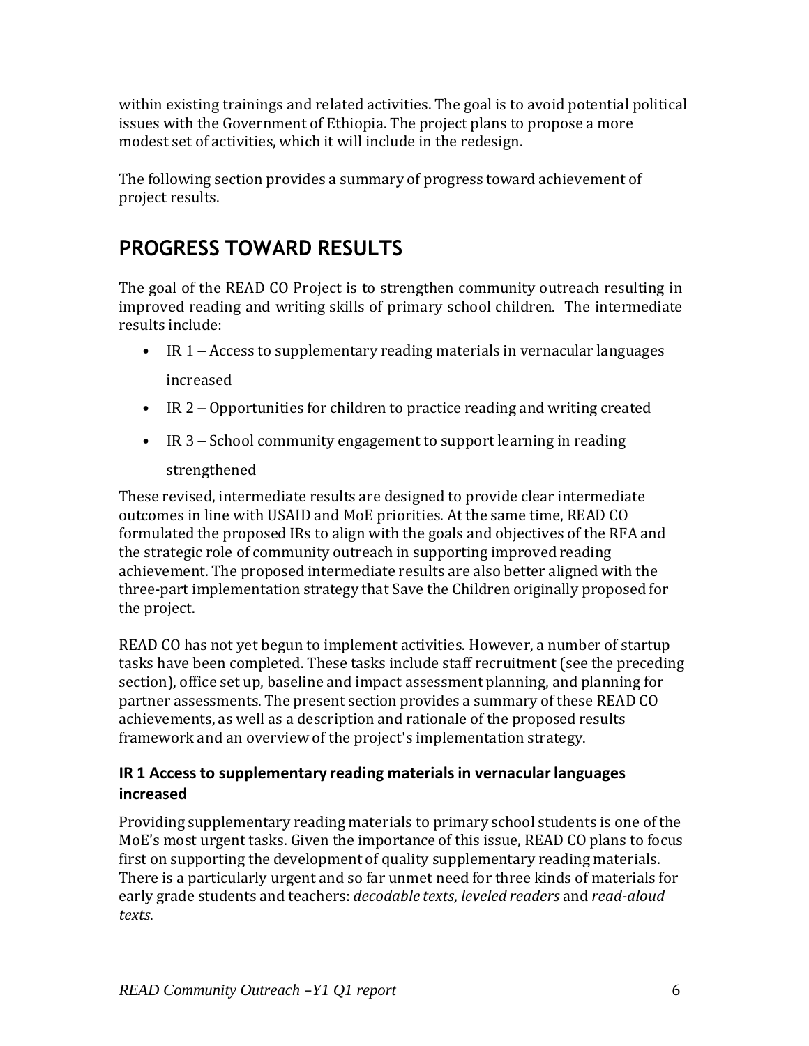within existing trainings and related activities. The goal is to avoid potential political issues with the Government of Ethiopia. The project plans to propose a more modest set of activities, which it will include in the redesign.

The following section provides a summary of progress toward achievement of project results.

# PROGRESS TOWARD RESULTS

The goal of the READ CO Project is to strengthen community outreach resulting in improved reading and writing skills of primary school children. The intermediate results include:

- IR 1 – Access to supplementary reading materials in vernacular languages increased
- IR 2 – Opportunities for children to practice reading and writing created
- IR 3 – School community engagement to support learning in reading strengthened

These revised, intermediate results are designed to provide clear intermediate outcomes in line with USAID and MoE priorities. At the same time, READ CO formulated the proposed IRs to align with the goals and objectives of the RFA and the strategic role of community outreach in supporting improved reading achievement. The proposed intermediate results are also better aligned with the three-part implementation strategy that Save the Children originally proposed for the project.

READ CO has not yet begun to implement activities. However, a number of startup tasks have been completed. These tasks include staff recruitment (see the preceding section), office set up, baseline and impact assessment planning, and planning for partner assessments. The present section provides a summary of these READ CO achievements, as well as a description and rationale of the proposed results framework and an overview of the project's implementation strategy.

## IR 1 Access to supplementary reading materials in vernacular languages increased

Providing supplementary reading materials to primary school students is one of the MoE's most urgent tasks. Given the importance of this issue, READ CO plans to focus first on supporting the development of quality supplementary reading materials. There is a particularly urgent and so far unmet need for three kinds of materials for early grade students and teachers: *decodable texts*, *leveled readers* and *read-aloud texts*.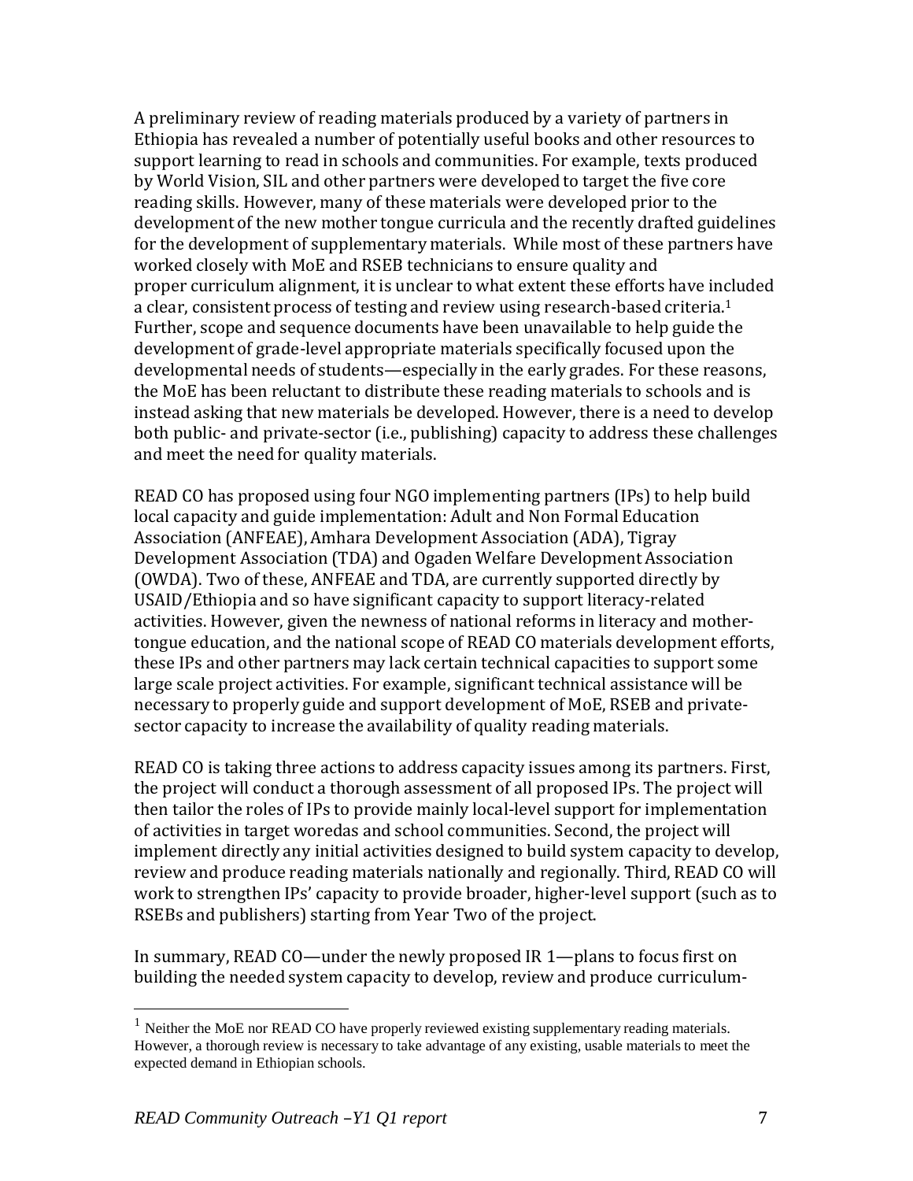A preliminary review of reading materials produced by a variety of partners in Ethiopia has revealed a number of potentially useful books and other resources to support learning to read in schools and communities. For example, texts produced by World Vision, SIL and other partners were developed to target the five core reading skills. However, many of these materials were developed prior to the development of the new mother tongue curricula and the recently drafted guidelines for the development of supplementary materials. While most of these partners have worked closely with MoE and RSEB technicians to ensure quality and proper curriculum alignment, it is unclear to what extent these efforts have included a clear, consistent process of testing and review using research-based criteria.[1] Further, scope and sequence documents have been unavailable to help guide the development of grade-level appropriate materials specifically focused upon the developmental needs of students—especially in the early grades. For these reasons, the MoE has been reluctant to distribute these reading materials to schools and is instead asking that new materials be developed. However, there is a need to develop both public- and private-sector (i.e., publishing) capacity to address these challenges and meet the need for quality materials.

READ CO has proposed using four NGO implementing partners (IPs) to help build local capacity and guide implementation: Adult and Non Formal Education Association (ANFEAE), Amhara Development Association (ADA), Tigray Development Association (TDA) and Ogaden Welfare Development Association (OWDA). Two of these, ANFEAE and TDA, are currently supported directly by USAID/Ethiopia and so have significant capacity to support literacy-related activities. However, given the newness of national reforms in literacy and mother-tongue education, and the national scope of READ CO materials development efforts, these IPs and other partners may lack certain technical capacities to support some large scale project activities. For example, significant technical assistance will be necessary to properly guide and support development of MoE, RSEB and private-sector capacity to increase the availability of quality reading materials.

READ CO is taking three actions to address capacity issues among its partners. First, the project will conduct a thorough assessment of all proposed IPs. The project will then tailor the roles of IPs to provide mainly local-level support for implementation of activities in target woredas and school communities. Second, the project will implement directly any initial activities designed to build system capacity to develop, review and produce reading materials nationally and regionally. Third, READ CO will work to strengthen IPs' capacity to provide broader, higher-level support (such as to RSEBs and publishers) starting from Year Two of the project.

In summary, READ CO—under the newly proposed IR 1—plans to focus first on building the needed system capacity to develop, review and produce curriculum-

[1] Neither the MoE nor READ CO have properly reviewed existing supplementary reading materials. However, a thorough review is necessary to take advantage of any existing, usable materials to meet the expected demand in Ethiopian schools.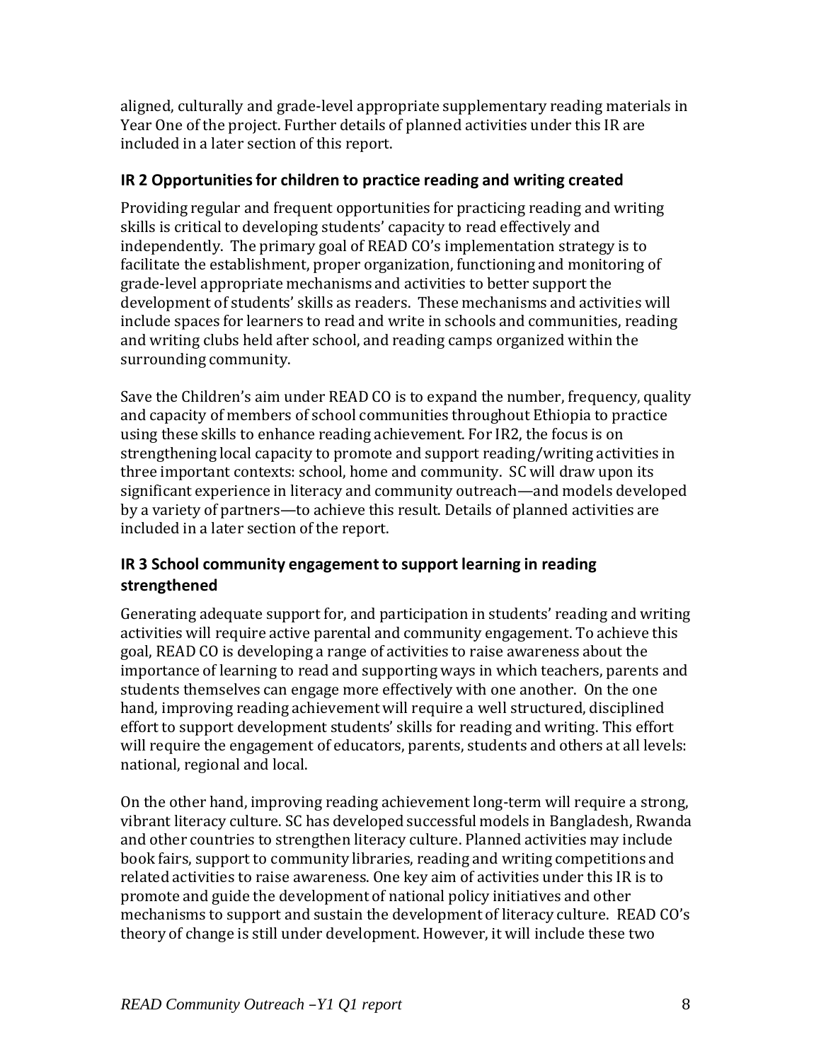aligned, culturally and grade-level appropriate supplementary reading materials in Year One of the project. Further details of planned activities under this IR are included in a later section of this report.

### IR 2 Opportunities for children to practice reading and writing created

Providing regular and frequent opportunities for practicing reading and writing skills is critical to developing students' capacity to read effectively and independently. The primary goal of READ CO's implementation strategy is to facilitate the establishment, proper organization, functioning and monitoring of grade-level appropriate mechanisms and activities to better support the development of students' skills as readers. These mechanisms and activities will include spaces for learners to read and write in schools and communities, reading and writing clubs held after school, and reading camps organized within the surrounding community.

Save the Children's aim under READ CO is to expand the number, frequency, quality and capacity of members of school communities throughout Ethiopia to practice using these skills to enhance reading achievement. For IR2, the focus is on strengthening local capacity to promote and support reading/writing activities in three important contexts: school, home and community. SC will draw upon its significant experience in literacy and community outreach—and models developed by a variety of partners—to achieve this result. Details of planned activities are included in a later section of the report.

### IR 3 School community engagement to support learning in reading strengthened

Generating adequate support for, and participation in students' reading and writing activities will require active parental and community engagement. To achieve this goal, READ CO is developing a range of activities to raise awareness about the importance of learning to read and supporting ways in which teachers, parents and students themselves can engage more effectively with one another. On the one hand, improving reading achievement will require a well structured, disciplined effort to support development students' skills for reading and writing. This effort will require the engagement of educators, parents, students and others at all levels: national, regional and local.

On the other hand, improving reading achievement long-term will require a strong, vibrant literacy culture. SC has developed successful models in Bangladesh, Rwanda and other countries to strengthen literacy culture. Planned activities may include book fairs, support to community libraries, reading and writing competitions and related activities to raise awareness. One key aim of activities under this IR is to promote and guide the development of national policy initiatives and other mechanisms to support and sustain the development of literacy culture. READ CO's theory of change is still under development. However, it will include these two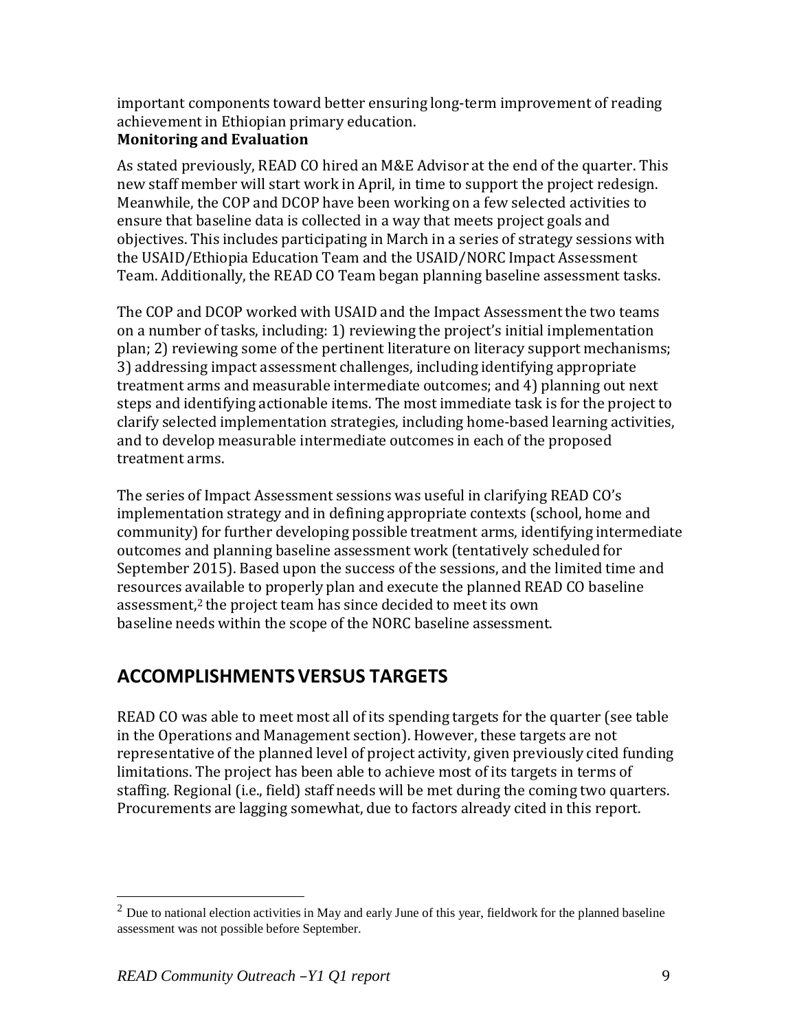important components toward better ensuring long-term improvement of reading achievement in Ethiopian primary education.

**Monitoring and Evaluation**

As stated previously, READ CO hired an M&E Advisor at the end of the quarter. This new staff member will start work in April, in time to support the project redesign. Meanwhile, the COP and DCOP have been working on a few selected activities to ensure that baseline data is collected in a way that meets project goals and objectives. This includes participating in March in a series of strategy sessions with the USAID/Ethiopia Education Team and the USAID/NORC Impact Assessment Team. Additionally, the READ CO Team began planning baseline assessment tasks.

The COP and DCOP worked with USAID and the Impact Assessment the two teams on a number of tasks, including: 1) reviewing the project's initial implementation plan; 2) reviewing some of the pertinent literature on literacy support mechanisms; 3) addressing impact assessment challenges, including identifying appropriate treatment arms and measurable intermediate outcomes; and 4) planning out next steps and identifying actionable items. The most immediate task is for the project to clarify selected implementation strategies, including home-based learning activities, and to develop measurable intermediate outcomes in each of the proposed treatment arms.

The series of Impact Assessment sessions was useful in clarifying READ CO's implementation strategy and in defining appropriate contexts (school, home and community) for further developing possible treatment arms, identifying intermediate outcomes and planning baseline assessment work (tentatively scheduled for September 2015). Based upon the success of the sessions, and the limited time and resources available to properly plan and execute the planned READ CO baseline assessment,[2] the project team has since decided to meet its own baseline needs within the scope of the NORC baseline assessment.

## ACCOMPLISHMENTS VERSUS TARGETS

READ CO was able to meet most all of its spending targets for the quarter (see table in the Operations and Management section). However, these targets are not representative of the planned level of project activity, given previously cited funding limitations. The project has been able to achieve most of its targets in terms of staffing. Regional (i.e., field) staff needs will be met during the coming two quarters. Procurements are lagging somewhat, due to factors already cited in this report.

[2] Due to national election activities in May and early June of this year, fieldwork for the planned baseline assessment was not possible before September.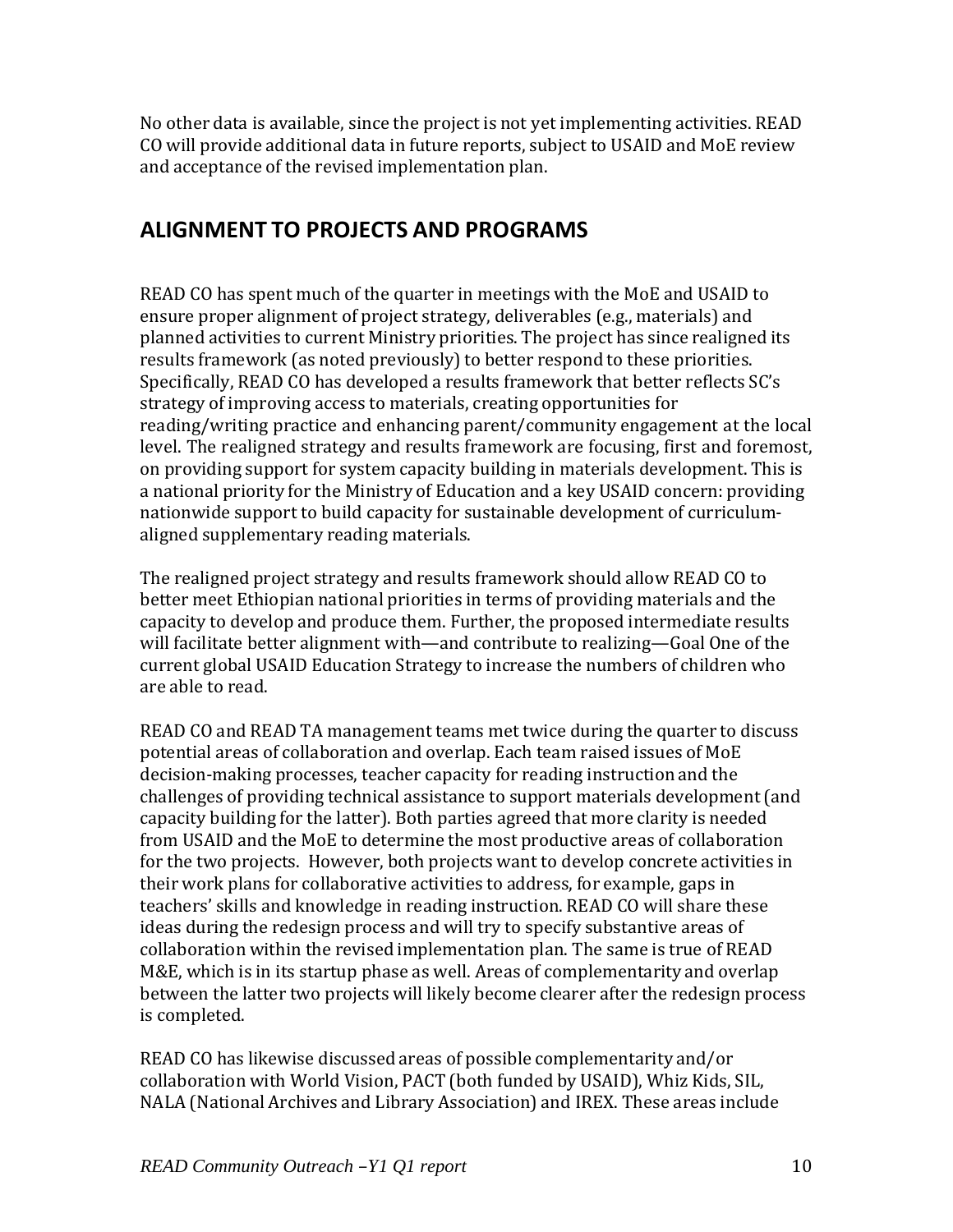No other data is available, since the project is not yet implementing activities. READ CO will provide additional data in future reports, subject to USAID and MoE review and acceptance of the revised implementation plan.

## ALIGNMENT TO PROJECTS AND PROGRAMS

READ CO has spent much of the quarter in meetings with the MoE and USAID to ensure proper alignment of project strategy, deliverables (e.g., materials) and planned activities to current Ministry priorities. The project has since realigned its results framework (as noted previously) to better respond to these priorities. Specifically, READ CO has developed a results framework that better reflects SC's strategy of improving access to materials, creating opportunities for reading/writing practice and enhancing parent/community engagement at the local level. The realigned strategy and results framework are focusing, first and foremost, on providing support for system capacity building in materials development. This is a national priority for the Ministry of Education and a key USAID concern: providing nationwide support to build capacity for sustainable development of curriculum-aligned supplementary reading materials.

The realigned project strategy and results framework should allow READ CO to better meet Ethiopian national priorities in terms of providing materials and the capacity to develop and produce them. Further, the proposed intermediate results will facilitate better alignment with—and contribute to realizing—Goal One of the current global USAID Education Strategy to increase the numbers of children who are able to read.

READ CO and READ TA management teams met twice during the quarter to discuss potential areas of collaboration and overlap. Each team raised issues of MoE decision-making processes, teacher capacity for reading instruction and the challenges of providing technical assistance to support materials development (and capacity building for the latter). Both parties agreed that more clarity is needed from USAID and the MoE to determine the most productive areas of collaboration for the two projects. However, both projects want to develop concrete activities in their work plans for collaborative activities to address, for example, gaps in teachers' skills and knowledge in reading instruction. READ CO will share these ideas during the redesign process and will try to specify substantive areas of collaboration within the revised implementation plan. The same is true of READ M&E, which is in its startup phase as well. Areas of complementarity and overlap between the latter two projects will likely become clearer after the redesign process is completed.

READ CO has likewise discussed areas of possible complementarity and/or collaboration with World Vision, PACT (both funded by USAID), Whiz Kids, SIL, NALA (National Archives and Library Association) and IREX. These areas include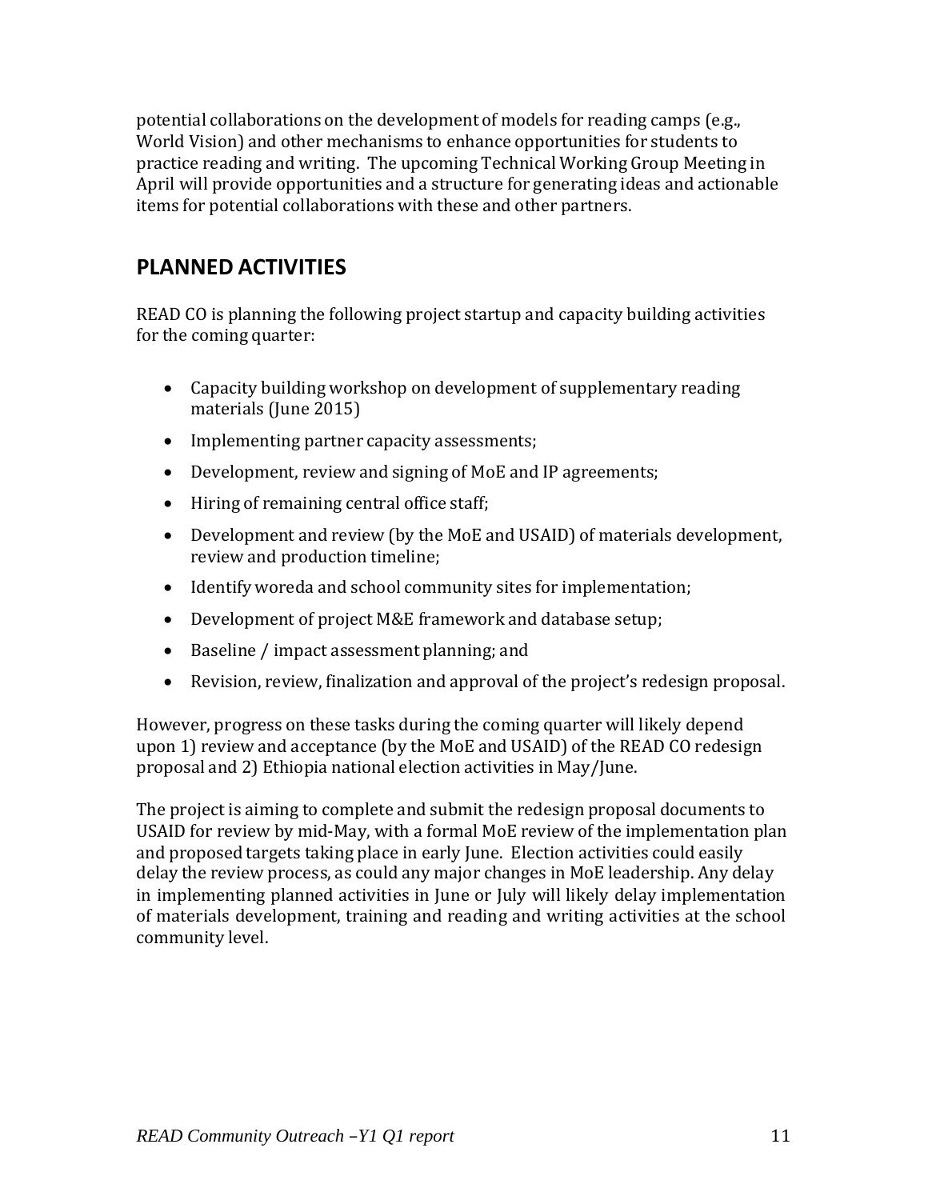potential collaborations on the development of models for reading camps (e.g., World Vision) and other mechanisms to enhance opportunities for students to practice reading and writing. The upcoming Technical Working Group Meeting in April will provide opportunities and a structure for generating ideas and actionable items for potential collaborations with these and other partners.

## PLANNED ACTIVITIES

READ CO is planning the following project startup and capacity building activities for the coming quarter:

- Capacity building workshop on development of supplementary reading materials (June 2015)
- Implementing partner capacity assessments;
- Development, review and signing of MoE and IP agreements;
- Hiring of remaining central office staff;
- Development and review (by the MoE and USAID) of materials development, review and production timeline;
- Identify woreda and school community sites for implementation;
- Development of project M&E framework and database setup;
- Baseline / impact assessment planning; and
- Revision, review, finalization and approval of the project's redesign proposal.

However, progress on these tasks during the coming quarter will likely depend upon 1) review and acceptance (by the MoE and USAID) of the READ CO redesign proposal and 2) Ethiopia national election activities in May/June.

The project is aiming to complete and submit the redesign proposal documents to USAID for review by mid-May, with a formal MoE review of the implementation plan and proposed targets taking place in early June. Election activities could easily delay the review process, as could any major changes in MoE leadership. Any delay in implementing planned activities in June or July will likely delay implementation of materials development, training and reading and writing activities at the school community level.